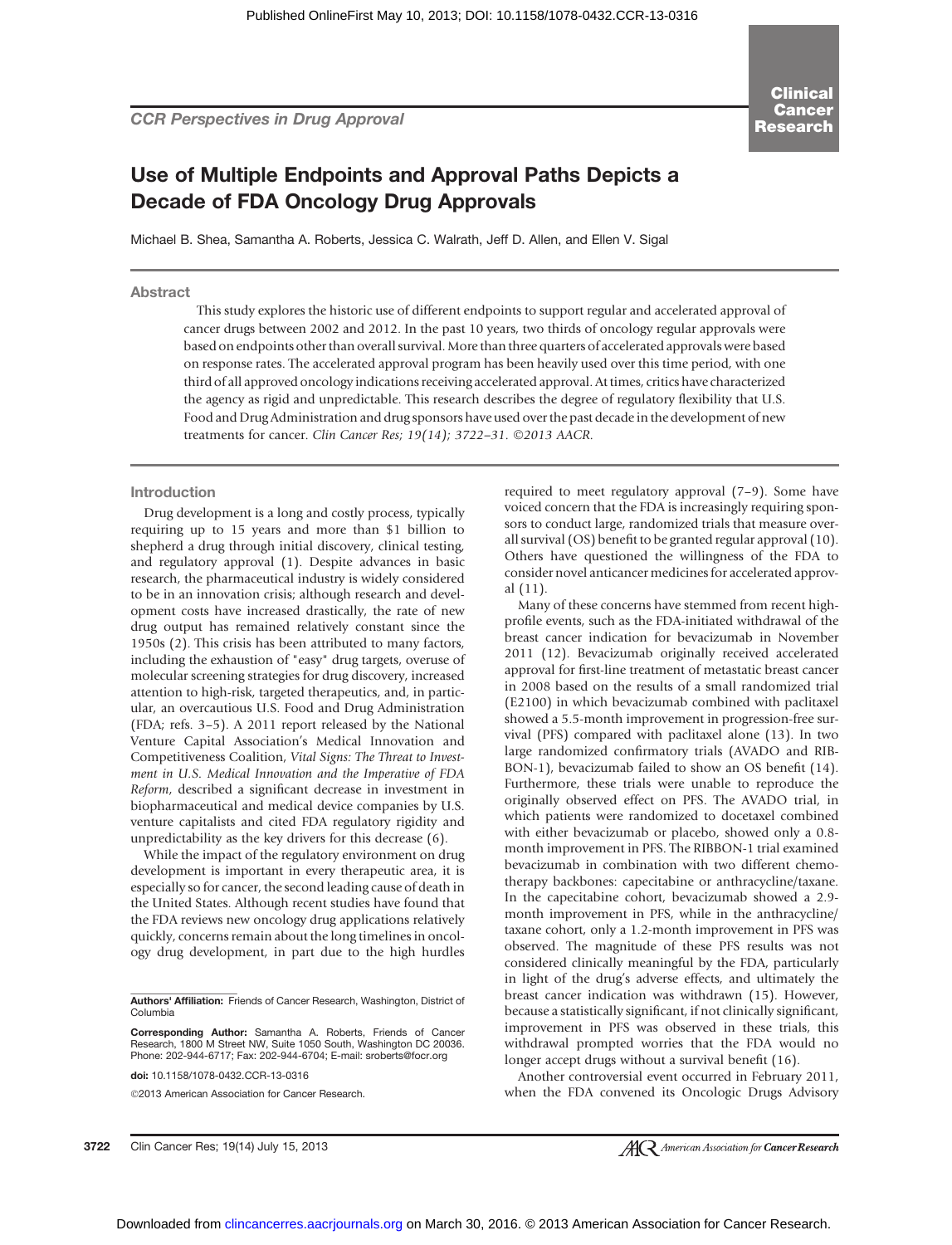CCR Perspectives in Drug Approval

# Use of Multiple Endpoints and Approval Paths Depicts a Decade of FDA Oncology Drug Approvals

Michael B. Shea, Samantha A. Roberts, Jessica C. Walrath, Jeff D. Allen, and Ellen V. Sigal

## Abstract

This study explores the historic use of different endpoints to support regular and accelerated approval of cancer drugs between 2002 and 2012. In the past 10 years, two thirds of oncology regular approvals were based on endpoints other than overall survival. More than three quarters of accelerated approvals were based on response rates. The accelerated approval program has been heavily used over this time period, with one third of all approved oncology indications receiving accelerated approval. At times, critics have characterized the agency as rigid and unpredictable. This research describes the degree of regulatory flexibility that U.S. Food and Drug Administration and drug sponsors have used over the past decade in the development of new treatments for cancer. *Clin Cancer Res; 19(14); 3722–31. ©2013 AACR.*

## Introduction

Drug development is a long and costly process, typically requiring up to 15 years and more than $1 billion to shepherd a drug through initial discovery, clinical testing, and regulatory approval (1). Despite advances in basic research, the pharmaceutical industry is widely considered to be in an innovation crisis; although research and development costs have increased drastically, the rate of new drug output has remained relatively constant since the 1950s (2). This crisis has been attributed to many factors, including the exhaustion of "easy" drug targets, overuse of molecular screening strategies for drug discovery, increased attention to high-risk, targeted therapeutics, and, in particular, an overcautious U.S. Food and Drug Administration (FDA; refs. 3–5). A 2011 report released by the National Venture Capital Association's Medical Innovation and Competitiveness Coalition, *Vital Signs: The Threat to Investment in U.S. Medical Innovation and the Imperative of FDA Reform*, described a significant decrease in investment in biopharmaceutical and medical device companies by U.S. venture capitalists and cited FDA regulatory rigidity and unpredictability as the key drivers for this decrease (6).

While the impact of the regulatory environment on drug development is important in every therapeutic area, it is especially so for cancer, the second leading cause of death in the United States. Although recent studies have found that the FDA reviews new oncology drug applications relatively quickly, concerns remain about the long timelines in oncology drug development, in part due to the high hurdles required to meet regulatory approval (7–9). Some have voiced concern that the FDA is increasingly requiring sponsors to conduct large, randomized trials that measure overall survival (OS) benefit to be granted regular approval (10). Others have questioned the willingness of the FDA to consider novel anticancer medicines for accelerated approval (11).

Many of these concerns have stemmed from recent high-profile events, such as the FDA-initiated withdrawal of the breast cancer indication for bevacizumab in November 2011 (12). Bevacizumab originally received accelerated approval for first-line treatment of metastatic breast cancer in 2008 based on the results of a small randomized trial (E2100) in which bevacizumab combined with paclitaxel showed a 5.5-month improvement in progression-free survival (PFS) compared with paclitaxel alone (13). In two large randomized confirmatory trials (AVADO and RIBBON-1), bevacizumab failed to show an OS benefit (14). Furthermore, these trials were unable to reproduce the originally observed effect on PFS. The AVADO trial, in which patients were randomized to docetaxel combined with either bevacizumab or placebo, showed only a 0.8-month improvement in PFS. The RIBBON-1 trial examined bevacizumab in combination with two different chemotherapy backbones: capecitabine or anthracycline/taxane. In the capecitabine cohort, bevacizumab showed a 2.9-month improvement in PFS, while in the anthracycline/taxane cohort, only a 1.2-month improvement in PFS was observed. The magnitude of these PFS results was not considered clinically meaningful by the FDA, particularly in light of the drug's adverse effects, and ultimately the breast cancer indication was withdrawn (15). However, because a statistically significant, if not clinically significant, improvement in PFS was observed in these trials, this withdrawal prompted worries that the FDA would no longer accept drugs without a survival benefit (16).

Another controversial event occurred in February 2011, when the FDA convened its Oncologic Drugs Advisory

---

**Authors' Affiliation:** Friends of Cancer Research, Washington, District of Columbia

**Corresponding Author:** Samantha A. Roberts, Friends of Cancer Research, 1800 M Street NW, Suite 1050 South, Washington DC 20036. Phone: 202-944-6717; Fax: 202-944-6704; E-mail: sroberts@focr.org

**doi:** 10.1158/1078-0432.CCR-13-0316

©2013 American Association for Cancer Research.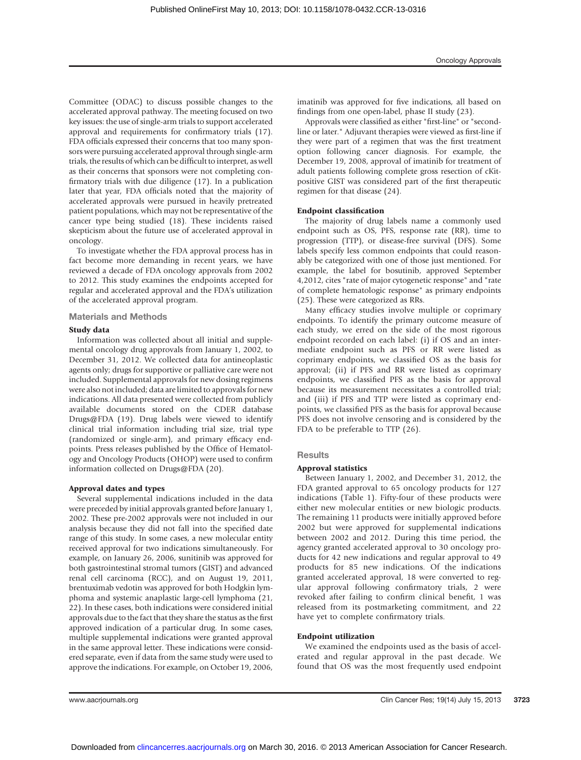Committee (ODAC) to discuss possible changes to the accelerated approval pathway. The meeting focused on two key issues: the use of single-arm trials to support accelerated approval and requirements for confirmatory trials (17). FDA officials expressed their concerns that too many sponsors were pursuing accelerated approval through single-arm trials, the results of which can be difficult to interpret, as well as their concerns that sponsors were not completing confirmatory trials with due diligence (17). In a publication later that year, FDA officials noted that the majority of accelerated approvals were pursued in heavily pretreated patient populations, which may not be representative of the cancer type being studied (18). These incidents raised skepticism about the future use of accelerated approval in oncology.

To investigate whether the FDA approval process has in fact become more demanding in recent years, we have reviewed a decade of FDA oncology approvals from 2002 to 2012. This study examines the endpoints accepted for regular and accelerated approval and the FDA's utilization of the accelerated approval program.

## Materials and Methods

### Study data

Information was collected about all initial and supplemental oncology drug approvals from January 1, 2002, to December 31, 2012. We collected data for antineoplastic agents only; drugs for supportive or palliative care were not included. Supplemental approvals for new dosing regimens were also not included; data are limited to approvals for new indications. All data presented were collected from publicly available documents stored on the CDER database Drugs@FDA (19). Drug labels were viewed to identify clinical trial information including trial size, trial type (randomized or single-arm), and primary efficacy endpoints. Press releases published by the Office of Hematology and Oncology Products (OHOP) were used to confirm information collected on Drugs@FDA (20).

### Approval dates and types

Several supplemental indications included in the data were preceded by initial approvals granted before January 1, 2002. These pre-2002 approvals were not included in our analysis because they did not fall into the specified date range of this study. In some cases, a new molecular entity received approval for two indications simultaneously. For example, on January 26, 2006, sunitinib was approved for both gastrointestinal stromal tumors (GIST) and advanced renal cell carcinoma (RCC), and on August 19, 2011, brentuximab vedotin was approved for both Hodgkin lymphoma and systemic anaplastic large-cell lymphoma (21, 22). In these cases, both indications were considered initial approvals due to the fact that they share the status as the first approved indication of a particular drug. In some cases, multiple supplemental indications were granted approval in the same approval letter. These indications were considered separate, even if data from the same study were used to approve the indications. For example, on October 19, 2006, imatinib was approved for five indications, all based on findings from one open-label, phase II study (23).

Approvals were classified as either "first-line" or "second-line or later." Adjuvant therapies were viewed as first-line if they were part of a regimen that was the first treatment option following cancer diagnosis. For example, the December 19, 2008, approval of imatinib for treatment of adult patients following complete gross resection of cKit-positive GIST was considered part of the first therapeutic regimen for that disease (24).

### Endpoint classification

The majority of drug labels name a commonly used endpoint such as OS, PFS, response rate (RR), time to progression (TTP), or disease-free survival (DFS). Some labels specify less common endpoints that could reasonably be categorized with one of those just mentioned. For example, the label for bosutinib, approved September 4,2012, cites "rate of major cytogenetic response" and "rate of complete hematologic response" as primary endpoints (25). These were categorized as RRs.

Many efficacy studies involve multiple or coprimary endpoints. To identify the primary outcome measure of each study, we erred on the side of the most rigorous endpoint recorded on each label: (i) if OS and an intermediate endpoint such as PFS or RR were listed as coprimary endpoints, we classified OS as the basis for approval; (ii) if PFS and RR were listed as coprimary endpoints, we classified PFS as the basis for approval because its measurement necessitates a controlled trial; and (iii) if PFS and TTP were listed as coprimary endpoints, we classified PFS as the basis for approval because PFS does not involve censoring and is considered by the FDA to be preferable to TTP (26).

## Results

### Approval statistics

Between January 1, 2002, and December 31, 2012, the FDA granted approval to 65 oncology products for 127 indications (Table 1). Fifty-four of these products were either new molecular entities or new biologic products. The remaining 11 products were initially approved before 2002 but were approved for supplemental indications between 2002 and 2012. During this time period, the agency granted accelerated approval to 30 oncology products for 42 new indications and regular approval to 49 products for 85 new indications. Of the indications granted accelerated approval, 18 were converted to regular approval following confirmatory trials, 2 were revoked after failing to confirm clinical benefit, 1 was released from its postmarketing commitment, and 22 have yet to complete confirmatory trials.

### Endpoint utilization

We examined the endpoints used as the basis of accelerated and regular approval in the past decade. We found that OS was the most frequently used endpoint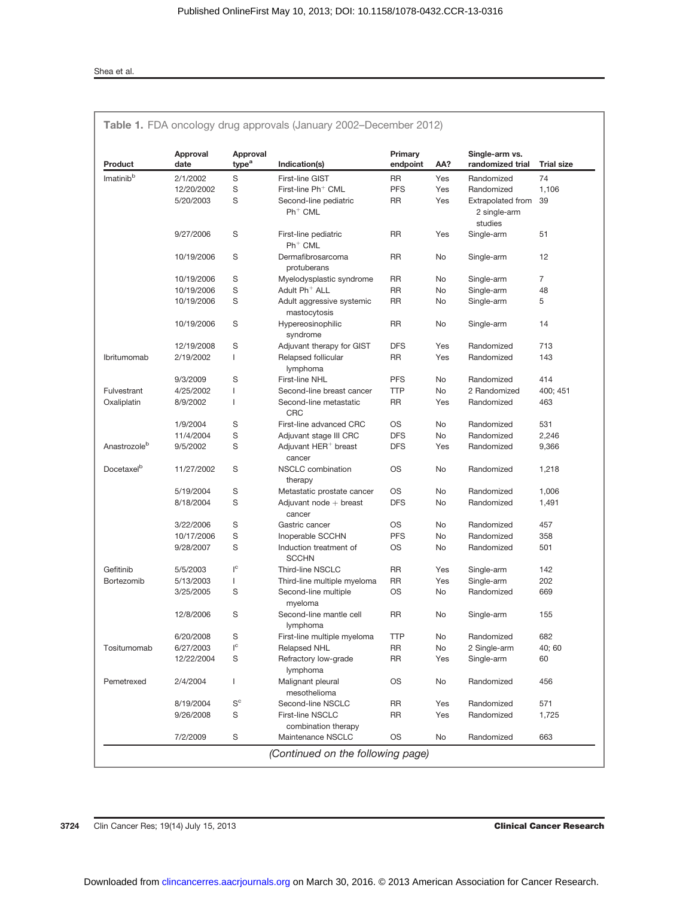**Table 1.** FDA oncology drug approvals (January 2002–December 2012)

| Product | Approval date | Approval type[a] | Indication(s) | Primary endpoint | AA? | Single-arm vs. randomized trial | Trial size |
|---|---|---|---|---|---|---|---|
| Imatinib[b] | 2/1/2002 | S | First-line GIST | RR | Yes | Randomized | 74 |
| | 12/20/2002 | S | First-line Ph$^+$ CML | PFS | Yes | Randomized | 1,106 |
| | 5/20/2003 | S | Second-line pediatric Ph$^+$ CML | RR | Yes | Extrapolated from 2 single-arm studies | 39 |
| | 9/27/2006 | S | First-line pediatric Ph$^+$ CML | RR | Yes | Single-arm | 51 |
| | 10/19/2006 | S | Dermafibrosarcoma protuberans | RR | No | Single-arm | 12 |
| | 10/19/2006 | S | Myelodysplastic syndrome | RR | No | Single-arm | 7 |
| | 10/19/2006 | S | Adult Ph$^+$ ALL | RR | No | Single-arm | 48 |
| | 10/19/2006 | S | Adult aggressive systemic mastocytosis | RR | No | Single-arm | 5 |
| | 10/19/2006 | S | Hypereosinophilic syndrome | RR | No | Single-arm | 14 |
| | 12/19/2008 | S | Adjuvant therapy for GIST | DFS | Yes | Randomized | 713 |
| Ibritumomab | 2/19/2002 | I | Relapsed follicular lymphoma | RR | Yes | Randomized | 143 |
| | 9/3/2009 | S | First-line NHL | PFS | No | Randomized | 414 |
| Fulvestrant | 4/25/2002 | I | Second-line breast cancer | TTP | No | 2 Randomized | 400; 451 |
| Oxaliplatin | 8/9/2002 | I | Second-line metastatic CRC | RR | Yes | Randomized | 463 |
| | 1/9/2004 | S | First-line advanced CRC | OS | No | Randomized | 531 |
| | 11/4/2004 | S | Adjuvant stage III CRC | DFS | No | Randomized | 2,246 |
| Anastrozole[b] | 9/5/2002 | S | Adjuvant HER$^+$ breast cancer | DFS | Yes | Randomized | 9,366 |
| Docetaxel[b] | 11/27/2002 | S | NSCLC combination therapy | OS | No | Randomized | 1,218 |
| | 5/19/2004 | S | Metastatic prostate cancer | OS | No | Randomized | 1,006 |
| | 8/18/2004 | S | Adjuvant node + breast cancer | DFS | No | Randomized | 1,491 |
| | 3/22/2006 | S | Gastric cancer | OS | No | Randomized | 457 |
| | 10/17/2006 | S | Inoperable SCCHN | PFS | No | Randomized | 358 |
| | 9/28/2007 | S | Induction treatment of SCCHN | OS | No | Randomized | 501 |
| Gefitinib | 5/5/2003 | I[c] | Third-line NSCLC | RR | Yes | Single-arm | 142 |
| Bortezomib | 5/13/2003 | I | Third-line multiple myeloma | RR | Yes | Single-arm | 202 |
| | 3/25/2005 | S | Second-line multiple myeloma | OS | No | Randomized | 669 |
| | 12/8/2006 | S | Second-line mantle cell lymphoma | RR | No | Single-arm | 155 |
| | 6/20/2008 | S | First-line multiple myeloma | TTP | No | Randomized | 682 |
| Tositumomab | 6/27/2003 | I[c] | Relapsed NHL | RR | No | 2 Single-arm | 40; 60 |
| | 12/22/2004 | S | Refractory low-grade lymphoma | RR | Yes | Single-arm | 60 |
| Pemetrexed | 2/4/2004 | I | Malignant pleural mesothelioma | OS | No | Randomized | 456 |
| | 8/19/2004 | S[c] | Second-line NSCLC | RR | Yes | Randomized | 571 |
| | 9/26/2008 | S | First-line NSCLC combination therapy | RR | Yes | Randomized | 1,725 |
| | 7/2/2009 | S | Maintenance NSCLC | OS | No | Randomized | 663 |

*(Continued on the following page)*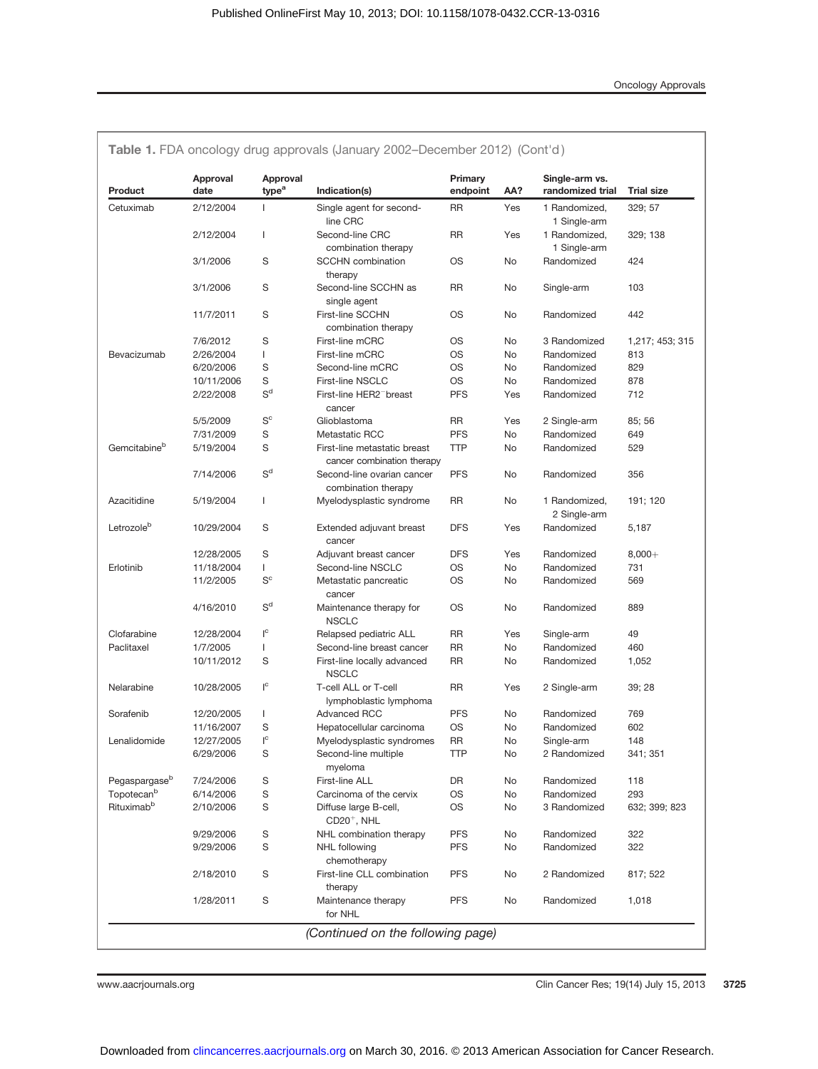**Table 1.** FDA oncology drug approvals (January 2002–December 2012) (Cont'd)

| Product | Approval date | Approval type[a] | Indication(s) | Primary endpoint | AA? | Single-arm vs. randomized trial | Trial size |
|---|---|---|---|---|---|---|---|
| Cetuximab | 2/12/2004 | I | Single agent for second-line CRC | RR | Yes | 1 Randomized, 1 Single-arm | 329; 57 |
| | 2/12/2004 | I | Second-line CRC combination therapy | RR | Yes | 1 Randomized, 1 Single-arm | 329; 138 |
| | 3/1/2006 | S | SCCHN combination therapy | OS | No | Randomized | 424 |
| | 3/1/2006 | S | Second-line SCCHN as single agent | RR | No | Single-arm | 103 |
| | 11/7/2011 | S | First-line SCCHN combination therapy | OS | No | Randomized | 442 |
| | 7/6/2012 | S | First-line mCRC | OS | No | 3 Randomized | 1,217; 453; 315 |
| Bevacizumab | 2/26/2004 | I | First-line mCRC | OS | No | Randomized | 813 |
| | 6/20/2006 | S | Second-line mCRC | OS | No | Randomized | 829 |
| | 10/11/2006 | S | First-line NSCLC | OS | No | Randomized | 878 |
| | 2/22/2008 | S[d] | First-line HER2$^-$ breast cancer | PFS | Yes | Randomized | 712 |
| | 5/5/2009 | S[c] | Glioblastoma | RR | Yes | 2 Single-arm | 85; 56 |
| | 7/31/2009 | S | Metastatic RCC | PFS | No | Randomized | 649 |
| Gemcitabine[b] | 5/19/2004 | S | First-line metastatic breast cancer combination therapy | TTP | No | Randomized | 529 |
| | 7/14/2006 | S[d] | Second-line ovarian cancer combination therapy | PFS | No | Randomized | 356 |
| Azacitidine | 5/19/2004 | I | Myelodysplastic syndrome | RR | No | 1 Randomized, 2 Single-arm | 191; 120 |
| Letrozole[b] | 10/29/2004 | S | Extended adjuvant breast cancer | DFS | Yes | Randomized | 5,187 |
| | 12/28/2005 | S | Adjuvant breast cancer | DFS | Yes | Randomized | 8,000+ |
| Erlotinib | 11/18/2004 | I | Second-line NSCLC | OS | No | Randomized | 731 |
| | 11/2/2005 | S[c] | Metastatic pancreatic cancer | OS | No | Randomized | 569 |
| | 4/16/2010 | S[d] | Maintenance therapy for NSCLC | OS | No | Randomized | 889 |
| Clofarabine | 12/28/2004 | I[c] | Relapsed pediatric ALL | RR | Yes | Single-arm | 49 |
| Paclitaxel | 1/7/2005 | I | Second-line breast cancer | RR | No | Randomized | 460 |
| | 10/11/2012 | S | First-line locally advanced NSCLC | RR | No | Randomized | 1,052 |
| Nelarabine | 10/28/2005 | I[c] | T-cell ALL or T-cell lymphoblastic lymphoma | RR | Yes | 2 Single-arm | 39; 28 |
| Sorafenib | 12/20/2005 | I | Advanced RCC | PFS | No | Randomized | 769 |
| | 11/16/2007 | S | Hepatocellular carcinoma | OS | No | Randomized | 602 |
| Lenalidomide | 12/27/2005 | I[c] | Myelodysplastic syndromes | RR | No | Single-arm | 148 |
| | 6/29/2006 | S | Second-line multiple myeloma | TTP | No | 2 Randomized | 341; 351 |
| Pegaspargase[b] | 7/24/2006 | S | First-line ALL | DR | No | Randomized | 118 |
| Topotecan[b] | 6/14/2006 | S | Carcinoma of the cervix | OS | No | Randomized | 293 |
| Rituximab[b] | 2/10/2006 | S | Diffuse large B-cell, CD20$^+$, NHL | OS | No | 3 Randomized | 632; 399; 823 |
| | 9/29/2006 | S | NHL combination therapy | PFS | No | Randomized | 322 |
| | 9/29/2006 | S | NHL following chemotherapy | PFS | No | Randomized | 322 |
| | 2/18/2010 | S | First-line CLL combination therapy | PFS | No | 2 Randomized | 817; 522 |
| | 1/28/2011 | S | Maintenance therapy for NHL | PFS | No | Randomized | 1,018 |

*(Continued on the following page)*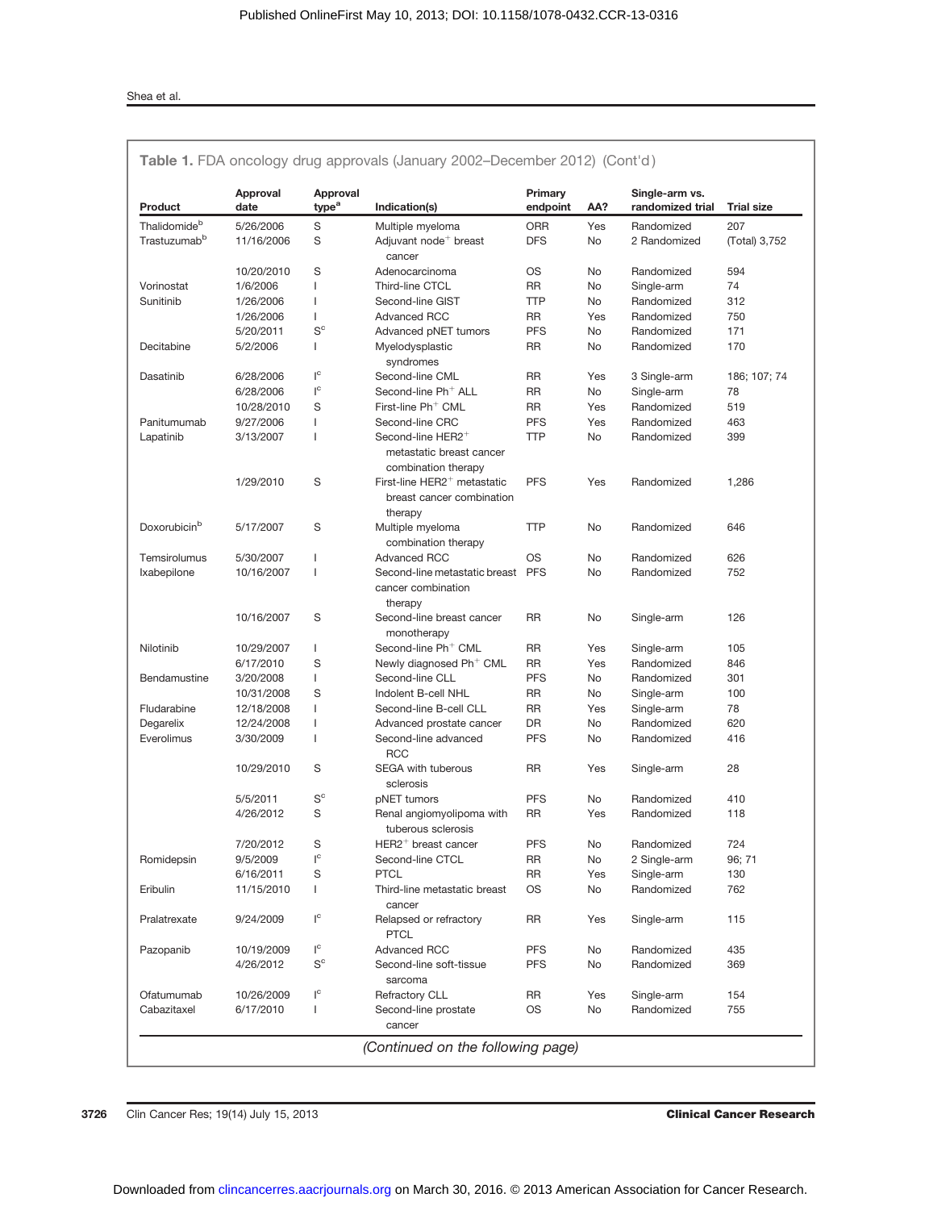**Table 1.** FDA oncology drug approvals (January 2002–December 2012) (Cont'd)

| Product | Approval date | Approval type[a] | Indication(s) | Primary endpoint | AA? | Single-arm vs. randomized trial | Trial size |
|---|---|---|---|---|---|---|---|
| Thalidomide[b] | 5/26/2006 | S | Multiple myeloma | ORR | Yes | Randomized | 207 |
| Trastuzumab[b] | 11/16/2006 | S | Adjuvant node[+] breast cancer | DFS | No | 2 Randomized | (Total) 3,752 |
| | 10/20/2010 | S | Adenocarcinoma | OS | No | Randomized | 594 |
| Vorinostat | 1/6/2006 | I | Third-line CTCL | RR | No | Single-arm | 74 |
| Sunitinib | 1/26/2006 | I | Second-line GIST | TTP | No | Randomized | 312 |
| | 1/26/2006 | I | Advanced RCC | RR | Yes | Randomized | 750 |
| | 5/20/2011 | S[c] | Advanced pNET tumors | PFS | No | Randomized | 171 |
| Decitabine | 5/2/2006 | I | Myelodysplastic syndromes | RR | No | Randomized | 170 |
| Dasatinib | 6/28/2006 | I[c] | Second-line CML | RR | Yes | 3 Single-arm | 186; 107; 74 |
| | 6/28/2006 | I[c] | Second-line Ph[+] ALL | RR | No | Single-arm | 78 |
| | 10/28/2010 | S | First-line Ph[+] CML | RR | Yes | Randomized | 519 |
| Panitumumab | 9/27/2006 | I | Second-line CRC | PFS | Yes | Randomized | 463 |
| Lapatinib | 3/13/2007 | I | Second-line HER2[+] metastatic breast cancer combination therapy | TTP | No | Randomized | 399 |
| | 1/29/2010 | S | First-line HER2[+] metastatic breast cancer combination therapy | PFS | Yes | Randomized | 1,286 |
| Doxorubicin[b] | 5/17/2007 | S | Multiple myeloma combination therapy | TTP | No | Randomized | 646 |
| Temsirolumus | 5/30/2007 | I | Advanced RCC | OS | No | Randomized | 626 |
| Ixabepilone | 10/16/2007 | I | Second-line metastatic breast cancer combination therapy | PFS | No | Randomized | 752 |
| | 10/16/2007 | S | Second-line breast cancer monotherapy | RR | No | Single-arm | 126 |
| Nilotinib | 10/29/2007 | I | Second-line Ph[+] CML | RR | Yes | Single-arm | 105 |
| | 6/17/2010 | S | Newly diagnosed Ph[+] CML | RR | Yes | Randomized | 846 |
| Bendamustine | 3/20/2008 | I | Second-line CLL | PFS | No | Randomized | 301 |
| | 10/31/2008 | S | Indolent B-cell NHL | RR | No | Single-arm | 100 |
| Fludarabine | 12/18/2008 | I | Second-line B-cell CLL | RR | Yes | Single-arm | 78 |
| Degarelix | 12/24/2008 | I | Advanced prostate cancer | DR | No | Randomized | 620 |
| Everolimus | 3/30/2009 | I | Second-line advanced RCC | PFS | No | Randomized | 416 |
| | 10/29/2010 | S | SEGA with tuberous sclerosis | RR | Yes | Single-arm | 28 |
| | 5/5/2011 | S[c] | pNET tumors | PFS | No | Randomized | 410 |
| | 4/26/2012 | S | Renal angiomyolipoma with tuberous sclerosis | RR | Yes | Randomized | 118 |
| | 7/20/2012 | S | HER2[+] breast cancer | PFS | No | Randomized | 724 |
| Romidepsin | 9/5/2009 | I[c] | Second-line CTCL | RR | No | 2 Single-arm | 96; 71 |
| | 6/16/2011 | S | PTCL | RR | Yes | Single-arm | 130 |
| Eribulin | 11/15/2010 | I | Third-line metastatic breast cancer | OS | No | Randomized | 762 |
| Pralatrexate | 9/24/2009 | I[c] | Relapsed or refractory PTCL | RR | Yes | Single-arm | 115 |
| Pazopanib | 10/19/2009 | I[c] | Advanced RCC | PFS | No | Randomized | 435 |
| | 4/26/2012 | S[c] | Second-line soft-tissue sarcoma | PFS | No | Randomized | 369 |
| Ofatumumab | 10/26/2009 | I[c] | Refractory CLL | RR | Yes | Single-arm | 154 |
| Cabazitaxel | 6/17/2010 | I | Second-line prostate cancer | OS | No | Randomized | 755 |

*(Continued on the following page)*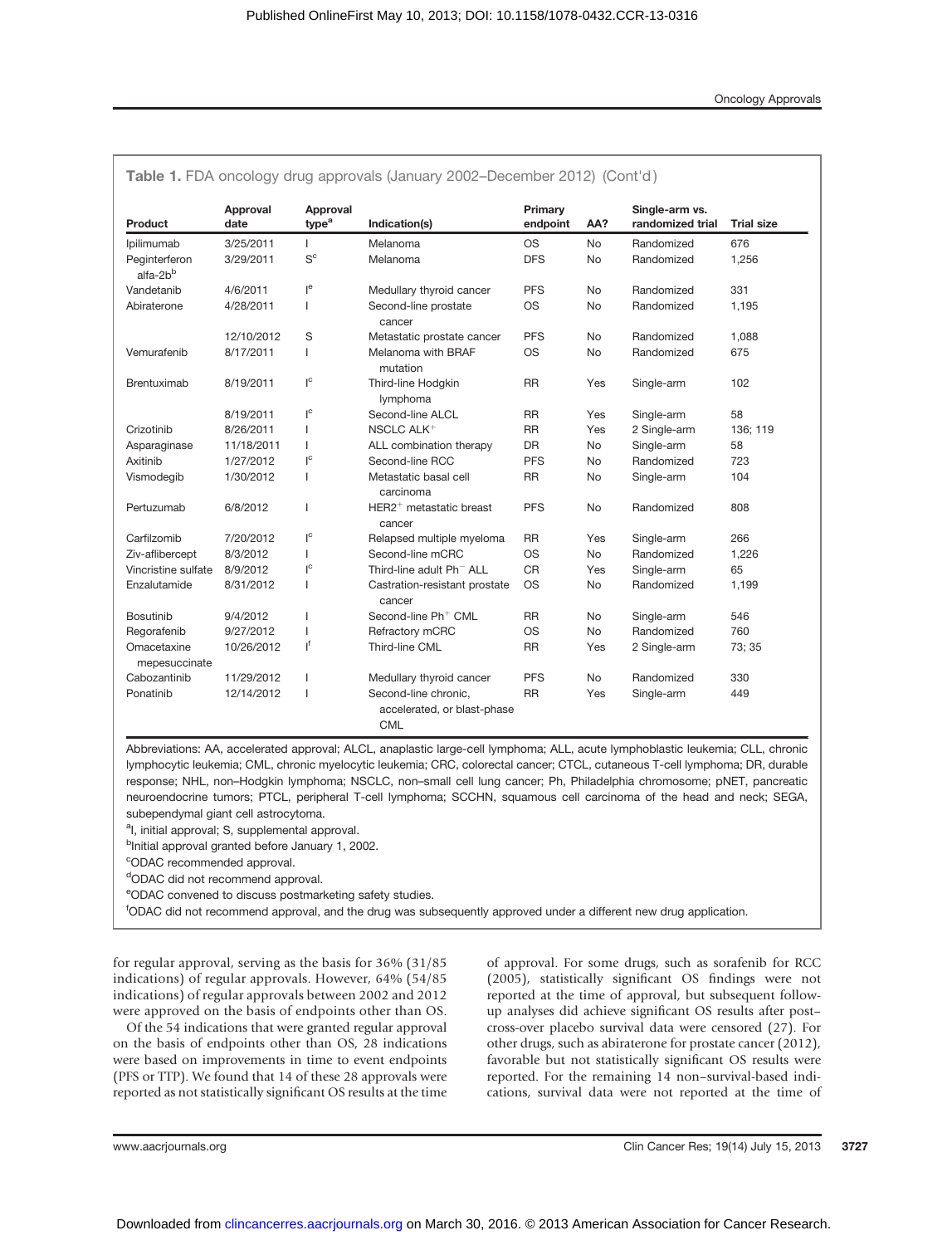**Table 1.** FDA oncology drug approvals (January 2002–December 2012) (Cont'd)

| Product | Approval date | Approval type[a] | Indication(s) | Primary endpoint | AA? | Single-arm vs. randomized trial | Trial size |
|---|---|---|---|---|---|---|---|
| Ipilimumab | 3/25/2011 | I | Melanoma | OS | No | Randomized | 676 |
| Peginterferon alfa-2b[b] | 3/29/2011 | S[c] | Melanoma | DFS | No | Randomized | 1,256 |
| Vandetanib | 4/6/2011 | I[e] | Medullary thyroid cancer | PFS | No | Randomized | 331 |
| Abiraterone | 4/28/2011 | I | Second-line prostate cancer | OS | No | Randomized | 1,195 |
| | 12/10/2012 | S | Metastatic prostate cancer | PFS | No | Randomized | 1,088 |
| Vemurafenib | 8/17/2011 | I | Melanoma with BRAF mutation | OS | No | Randomized | 675 |
| Brentuximab | 8/19/2011 | I[c] | Third-line Hodgkin lymphoma | RR | Yes | Single-arm | 102 |
| | 8/19/2011 | I[c] | Second-line ALCL | RR | Yes | Single-arm | 58 |
| Crizotinib | 8/26/2011 | I | NSCLC ALK$^+$ | RR | Yes | 2 Single-arm | 136; 119 |
| Asparaginase | 11/18/2011 | I | ALL combination therapy | DR | No | Single-arm | 58 |
| Axitinib | 1/27/2012 | I[c] | Second-line RCC | PFS | No | Randomized | 723 |
| Vismodegib | 1/30/2012 | I | Metastatic basal cell carcinoma | RR | No | Single-arm | 104 |
| Pertuzumab | 6/8/2012 | I | HER2$^+$ metastatic breast cancer | PFS | No | Randomized | 808 |
| Carfilzomib | 7/20/2012 | I[c] | Relapsed multiple myeloma | RR | Yes | Single-arm | 266 |
| Ziv-aflibercept | 8/3/2012 | I | Second-line mCRC | OS | No | Randomized | 1,226 |
| Vincristine sulfate | 8/9/2012 | I[c] | Third-line adult Ph$^-$ ALL | CR | Yes | Single-arm | 65 |
| Enzalutamide | 8/31/2012 | I | Castration-resistant prostate cancer | OS | No | Randomized | 1,199 |
| Bosutinib | 9/4/2012 | I | Second-line Ph$^+$ CML | RR | No | Single-arm | 546 |
| Regorafenib | 9/27/2012 | I | Refractory mCRC | OS | No | Randomized | 760 |
| Omacetaxine mepesuccinate | 10/26/2012 | I[f] | Third-line CML | RR | Yes | 2 Single-arm | 73; 35 |
| Cabozantinib | 11/29/2012 | I | Medullary thyroid cancer | PFS | No | Randomized | 330 |
| Ponatinib | 12/14/2012 | I | Second-line chronic, accelerated, or blast-phase CML | RR | Yes | Single-arm | 449 |

Abbreviations: AA, accelerated approval; ALCL, anaplastic large-cell lymphoma; ALL, acute lymphoblastic leukemia; CLL, chronic lymphocytic leukemia; CML, chronic myelocytic leukemia; CRC, colorectal cancer; CTCL, cutaneous T-cell lymphoma; DR, durable response; NHL, non–Hodgkin lymphoma; NSCLC, non–small cell lung cancer; Ph, Philadelphia chromosome; pNET, pancreatic neuroendocrine tumors; PTCL, peripheral T-cell lymphoma; SCCHN, squamous cell carcinoma of the head and neck; SEGA, subependymal giant cell astrocytoma.

[a]I, initial approval; S, supplemental approval.

[b]Initial approval granted before January 1, 2002.

[c]ODAC recommended approval.

[d]ODAC did not recommend approval.

[e]ODAC convened to discuss postmarketing safety studies.

[f]ODAC did not recommend approval, and the drug was subsequently approved under a different new drug application.

for regular approval, serving as the basis for 36% (31/85 indications) of regular approvals. However, 64% (54/85 indications) of regular approvals between 2002 and 2012 were approved on the basis of endpoints other than OS.

Of the 54 indications that were granted regular approval on the basis of endpoints other than OS, 28 indications were based on improvements in time to event endpoints (PFS or TTP). We found that 14 of these 28 approvals were reported as not statistically significant OS results at the time of approval. For some drugs, such as sorafenib for RCC (2005), statistically significant OS findings were not reported at the time of approval, but subsequent follow-up analyses did achieve significant OS results after post–cross-over placebo survival data were censored (27). For other drugs, such as abiraterone for prostate cancer (2012), favorable but not statistically significant OS results were reported. For the remaining 14 non–survival-based indications, survival data were not reported at the time of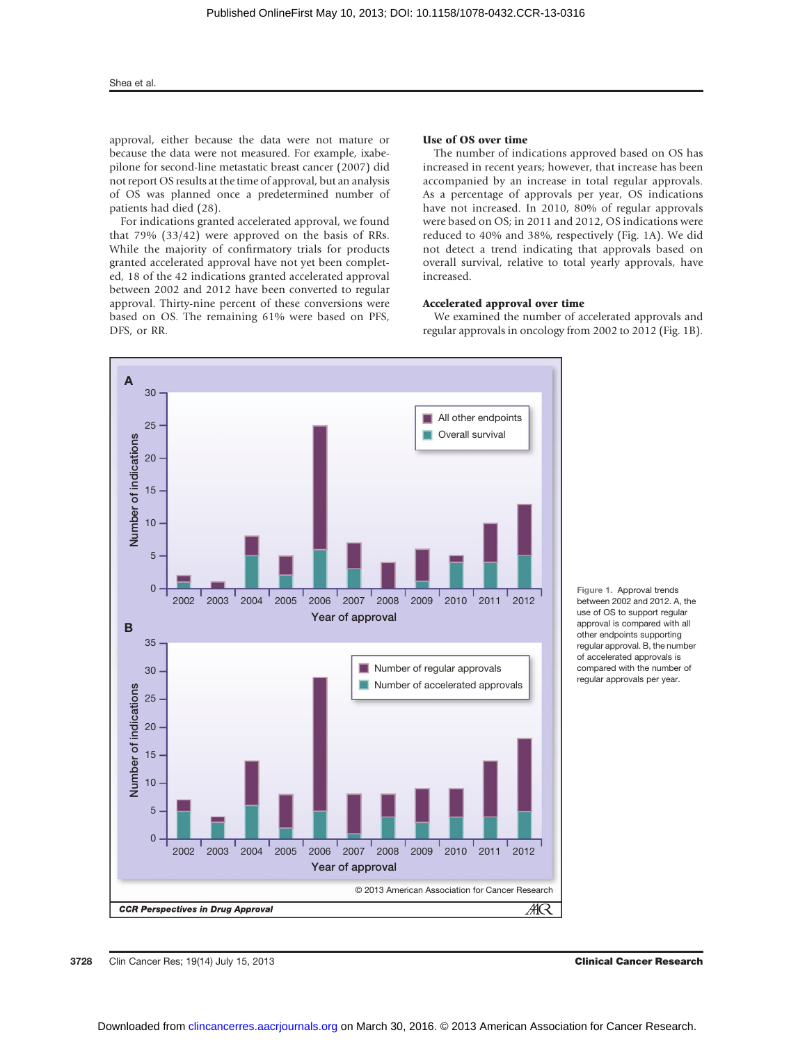approval, either because the data were not mature or because the data were not measured. For example, ixabepilone for second-line metastatic breast cancer (2007) did not report OS results at the time of approval, but an analysis of OS was planned once a predetermined number of patients had died (28).

For indications granted accelerated approval, we found that 79% (33/42) were approved on the basis of RRs. While the majority of confirmatory trials for products granted accelerated approval have not yet been completed, 18 of the 42 indications granted accelerated approval between 2002 and 2012 have been converted to regular approval. Thirty-nine percent of these conversions were based on OS. The remaining 61% were based on PFS, DFS, or RR.

#### Use of OS over time

The number of indications approved based on OS has increased in recent years; however, that increase has been accompanied by an increase in total regular approvals. As a percentage of approvals per year, OS indications have not increased. In 2010, 80% of regular approvals were based on OS; in 2011 and 2012, OS indications were reduced to 40% and 38%, respectively (Fig. 1A). We did not detect a trend indicating that approvals based on overall survival, relative to total yearly approvals, have increased.

#### Accelerated approval over time

We examined the number of accelerated approvals and regular approvals in oncology from 2002 to 2012 (Fig. 1B).

Figure 1. Approval trends between 2002 and 2012. A, the use of OS to support regular approval is compared with all other endpoints supporting regular approval. B, the number of accelerated approvals is compared with the number of regular approvals per year.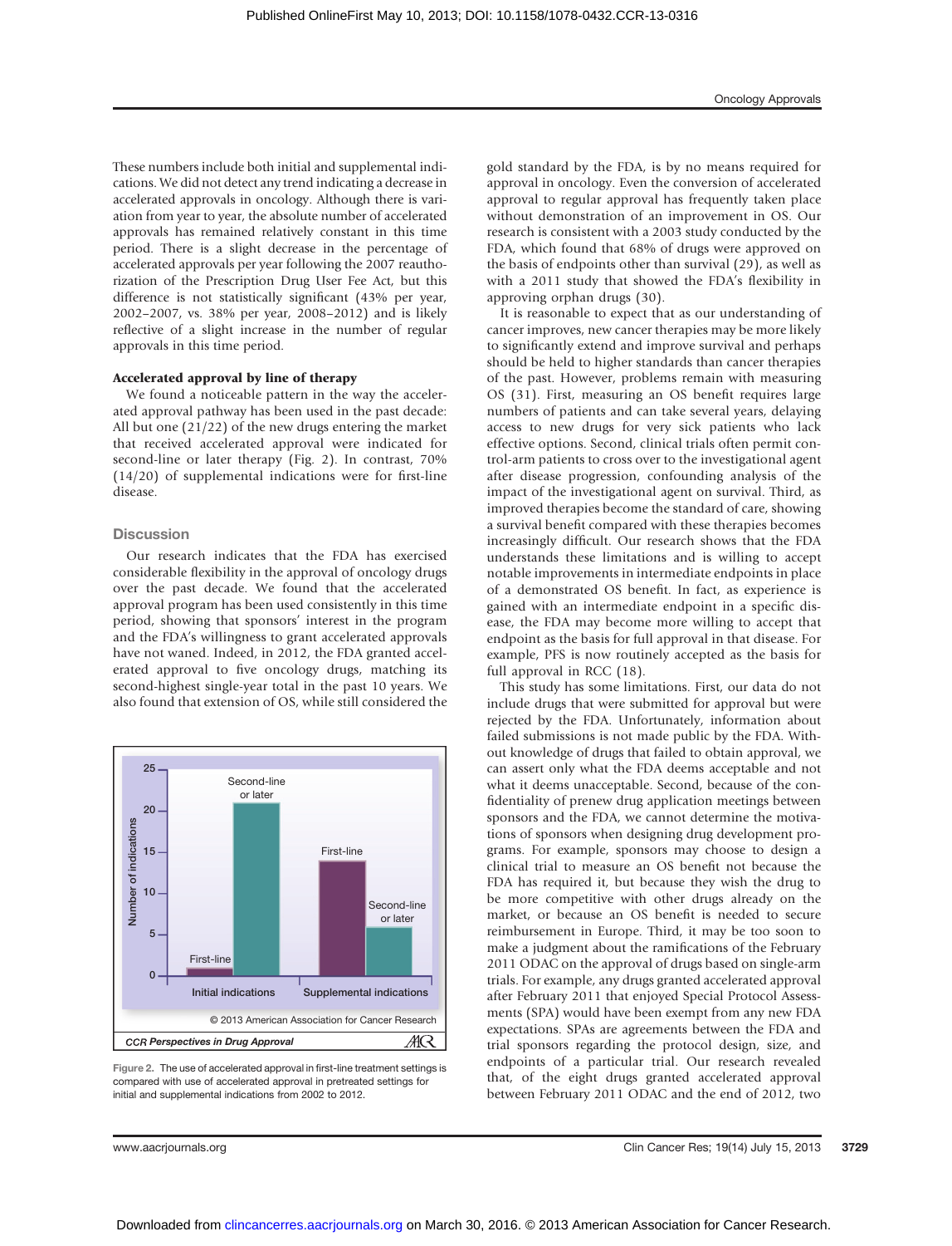These numbers include both initial and supplemental indications. We did not detect any trend indicating a decrease in accelerated approvals in oncology. Although there is variation from year to year, the absolute number of accelerated approvals has remained relatively constant in this time period. There is a slight decrease in the percentage of accelerated approvals per year following the 2007 reauthorization of the Prescription Drug User Fee Act, but this difference is not statistically significant (43% per year, 2002–2007, vs. 38% per year, 2008–2012) and is likely reflective of a slight increase in the number of regular approvals in this time period.

### Accelerated approval by line of therapy

We found a noticeable pattern in the way the accelerated approval pathway has been used in the past decade: All but one (21/22) of the new drugs entering the market that received accelerated approval were indicated for second-line or later therapy (Fig. 2). In contrast, 70% (14/20) of supplemental indications were for first-line disease.

## Discussion

Our research indicates that the FDA has exercised considerable flexibility in the approval of oncology drugs over the past decade. We found that the accelerated approval program has been used consistently in this time period, showing that sponsors' interest in the program and the FDA's willingness to grant accelerated approvals have not waned. Indeed, in 2012, the FDA granted accelerated approval to five oncology drugs, matching its second-highest single-year total in the past 10 years. We also found that extension of OS, while still considered the gold standard by the FDA, is by no means required for approval in oncology. Even the conversion of accelerated approval to regular approval has frequently taken place without demonstration of an improvement in OS. Our research is consistent with a 2003 study conducted by the FDA, which found that 68% of drugs were approved on the basis of endpoints other than survival (29), as well as with a 2011 study that showed the FDA's flexibility in approving orphan drugs (30).

25
20
15
10
5
0
Number of indications
First-line
Second-line or later
First-line
Second-line or later
Initial indications
Supplemental indications
© 2013 American Association for Cancer Research
CCR Perspectives in Drug Approval

Figure 2. The use of accelerated approval in first-line treatment settings is compared with use of accelerated approval in pretreated settings for initial and supplemental indications from 2002 to 2012.

It is reasonable to expect that as our understanding of cancer improves, new cancer therapies may be more likely to significantly extend and improve survival and perhaps should be held to higher standards than cancer therapies of the past. However, problems remain with measuring OS (31). First, measuring an OS benefit requires large numbers of patients and can take several years, delaying access to new drugs for very sick patients who lack effective options. Second, clinical trials often permit control-arm patients to cross over to the investigational agent after disease progression, confounding analysis of the impact of the investigational agent on survival. Third, as improved therapies become the standard of care, showing a survival benefit compared with these therapies becomes increasingly difficult. Our research shows that the FDA understands these limitations and is willing to accept notable improvements in intermediate endpoints in place of a demonstrated OS benefit. In fact, as experience is gained with an intermediate endpoint in a specific disease, the FDA may become more willing to accept that endpoint as the basis for full approval in that disease. For example, PFS is now routinely accepted as the basis for full approval in RCC (18).

This study has some limitations. First, our data do not include drugs that were submitted for approval but were rejected by the FDA. Unfortunately, information about failed submissions is not made public by the FDA. Without knowledge of drugs that failed to obtain approval, we can assert only what the FDA deems acceptable and not what it deems unacceptable. Second, because of the confidentiality of prenew drug application meetings between sponsors and the FDA, we cannot determine the motivations of sponsors when designing drug development programs. For example, sponsors may choose to design a clinical trial to measure an OS benefit not because the FDA has required it, but because they wish the drug to be more competitive with other drugs already on the market, or because an OS benefit is needed to secure reimbursement in Europe. Third, it may be too soon to make a judgment about the ramifications of the February 2011 ODAC on the approval of drugs based on single-arm trials. For example, any drugs granted accelerated approval after February 2011 that enjoyed Special Protocol Assessments (SPA) would have been exempt from any new FDA expectations. SPAs are agreements between the FDA and trial sponsors regarding the protocol design, size, and endpoints of a particular trial. Our research revealed that, of the eight drugs granted accelerated approval between February 2011 ODAC and the end of 2012, two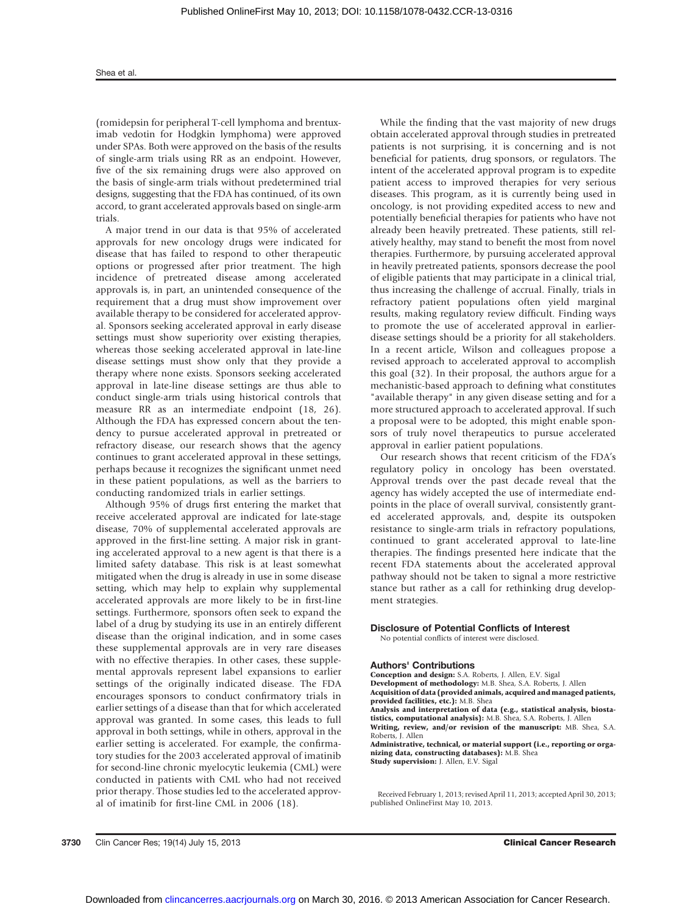(romidepsin for peripheral T-cell lymphoma and brentuximab vedotin for Hodgkin lymphoma) were approved under SPAs. Both were approved on the basis of the results of single-arm trials using RR as an endpoint. However, five of the six remaining drugs were also approved on the basis of single-arm trials without predetermined trial designs, suggesting that the FDA has continued, of its own accord, to grant accelerated approvals based on single-arm trials.

A major trend in our data is that 95% of accelerated approvals for new oncology drugs were indicated for disease that has failed to respond to other therapeutic options or progressed after prior treatment. The high incidence of pretreated disease among accelerated approvals is, in part, an unintended consequence of the requirement that a drug must show improvement over available therapy to be considered for accelerated approval. Sponsors seeking accelerated approval in early disease settings must show superiority over existing therapies, whereas those seeking accelerated approval in late-line disease settings must show only that they provide a therapy where none exists. Sponsors seeking accelerated approval in late-line disease settings are thus able to conduct single-arm trials using historical controls that measure RR as an intermediate endpoint (18, 26). Although the FDA has expressed concern about the tendency to pursue accelerated approval in pretreated or refractory disease, our research shows that the agency continues to grant accelerated approval in these settings, perhaps because it recognizes the significant unmet need in these patient populations, as well as the barriers to conducting randomized trials in earlier settings.

Although 95% of drugs first entering the market that receive accelerated approval are indicated for late-stage disease, 70% of supplemental accelerated approvals are approved in the first-line setting. A major risk in granting accelerated approval to a new agent is that there is a limited safety database. This risk is at least somewhat mitigated when the drug is already in use in some disease setting, which may help to explain why supplemental accelerated approvals are more likely to be in first-line settings. Furthermore, sponsors often seek to expand the label of a drug by studying its use in an entirely different disease than the original indication, and in some cases these supplemental approvals are in very rare diseases with no effective therapies. In other cases, these supplemental approvals represent label expansions to earlier settings of the originally indicated disease. The FDA encourages sponsors to conduct confirmatory trials in earlier settings of a disease than that for which accelerated approval was granted. In some cases, this leads to full approval in both settings, while in others, approval in the earlier setting is accelerated. For example, the confirmatory studies for the 2003 accelerated approval of imatinib for second-line chronic myelocytic leukemia (CML) were conducted in patients with CML who had not received prior therapy. Those studies led to the accelerated approval of imatinib for first-line CML in 2006 (18).

While the finding that the vast majority of new drugs obtain accelerated approval through studies in pretreated patients is not surprising, it is concerning and is not beneficial for patients, drug sponsors, or regulators. The intent of the accelerated approval program is to expedite patient access to improved therapies for very serious diseases. This program, as it is currently being used in oncology, is not providing expedited access to new and potentially beneficial therapies for patients who have not already been heavily pretreated. These patients, still relatively healthy, may stand to benefit the most from novel therapies. Furthermore, by pursuing accelerated approval in heavily pretreated patients, sponsors decrease the pool of eligible patients that may participate in a clinical trial, thus increasing the challenge of accrual. Finally, trials in refractory patient populations often yield marginal results, making regulatory review difficult. Finding ways to promote the use of accelerated approval in earlier-disease settings should be a priority for all stakeholders. In a recent article, Wilson and colleagues propose a revised approach to accelerated approval to accomplish this goal (32). In their proposal, the authors argue for a mechanistic-based approach to defining what constitutes "available therapy" in any given disease setting and for a more structured approach to accelerated approval. If such a proposal were to be adopted, this might enable sponsors of truly novel therapeutics to pursue accelerated approval in earlier patient populations.

Our research shows that recent criticism of the FDA's regulatory policy in oncology has been overstated. Approval trends over the past decade reveal that the agency has widely accepted the use of intermediate endpoints in the place of overall survival, consistently granted accelerated approvals, and, despite its outspoken resistance to single-arm trials in refractory populations, continued to grant accelerated approval to late-line therapies. The findings presented here indicate that the recent FDA statements about the accelerated approval pathway should not be taken to signal a more restrictive stance but rather as a call for rethinking drug development strategies.

## Disclosure of Potential Conflicts of Interest

No potential conflicts of interest were disclosed.

## Authors' Contributions

**Conception and design:** S.A. Roberts, J. Allen, E.V. Sigal
**Development of methodology:** M.B. Shea, S.A. Roberts, J. Allen
**Acquisition of data (provided animals, acquired and managed patients, provided facilities, etc.):** M.B. Shea
**Analysis and interpretation of data (e.g., statistical analysis, biostatistics, computational analysis):** M.B. Shea, S.A. Roberts, J. Allen
**Writing, review, and/or revision of the manuscript:** MB. Shea, S.A. Roberts, J. Allen
**Administrative, technical, or material support (i.e., reporting or organizing data, constructing databases):** M.B. Shea
**Study supervision:** J. Allen, E.V. Sigal

Received February 1, 2013; revised April 11, 2013; accepted April 30, 2013; published OnlineFirst May 10, 2013.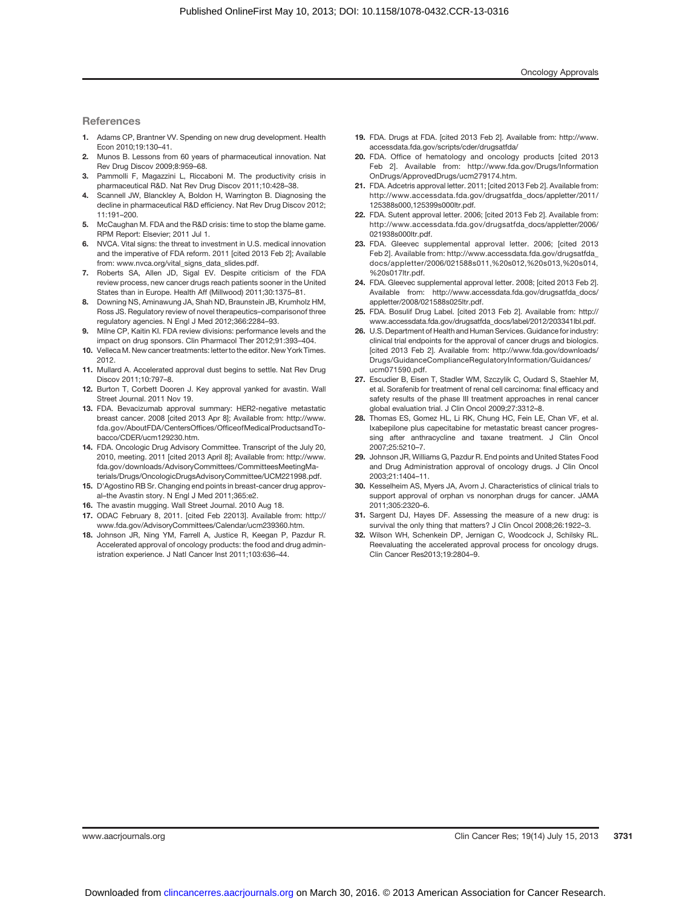## References

1. Adams CP, Brantner VV. Spending on new drug development. Health Econ 2010;19:130–41.
2. Munos B. Lessons from 60 years of pharmaceutical innovation. Nat Rev Drug Discov 2009;8:959–68.
3. Pammolli F, Magazzini L, Riccaboni M. The productivity crisis in pharmaceutical R&D. Nat Rev Drug Discov 2011;10:428–38.
4. Scannell JW, Blanckley A, Boldon H, Warrington B. Diagnosing the decline in pharmaceutical R&D efficiency. Nat Rev Drug Discov 2012; 11:191–200.
5. McCaughan M. FDA and the R&D crisis: time to stop the blame game. RPM Report: Elsevier; 2011 Jul 1.
6. NVCA. Vital signs: the threat to investment in U.S. medical innovation and the imperative of FDA reform. 2011 [cited 2013 Feb 2]; Available from: www.nvca.org/vital_signs_data_slides.pdf.
7. Roberts SA, Allen JD, Sigal EV. Despite criticism of the FDA review process, new cancer drugs reach patients sooner in the United States than in Europe. Health Aff (Millwood) 2011;30:1375–81.
8. Downing NS, Aminawung JA, Shah ND, Braunstein JB, Krumholz HM, Ross JS. Regulatory review of novel therapeutics–comparisonof three regulatory agencies. N Engl J Med 2012;366:2284–93.
9. Milne CP, Kaitin KI. FDA review divisions: performance levels and the impact on drug sponsors. Clin Pharmacol Ther 2012;91:393–404.
10. Velleca M. New cancer treatments: letter to the editor. New York Times. 2012.
11. Mullard A. Accelerated approval dust begins to settle. Nat Rev Drug Discov 2011;10:797–8.
12. Burton T, Corbett Dooren J. Key approval yanked for avastin. Wall Street Journal. 2011 Nov 19.
13. FDA. Bevacizumab approval summary: HER2-negative metastatic breast cancer. 2008 [cited 2013 Apr 8]; Available from: http://www.fda.gov/AboutFDA/CentersOffices/OfficeofMedicalProductsandTobacco/CDER/ucm129230.htm.
14. FDA. Oncologic Drug Advisory Committee. Transcript of the July 20, 2010, meeting. 2011 [cited 2013 April 8]; Available from: http://www.fda.gov/downloads/AdvisoryCommittees/CommitteesMeetingMaterials/Drugs/OncologicDrugsAdvisoryCommittee/UCM221998.pdf.
15. D'Agostino RB Sr. Changing end points in breast-cancer drug approval–the Avastin story. N Engl J Med 2011;365:e2.
16. The avastin mugging. Wall Street Journal. 2010 Aug 18.
17. ODAC February 8, 2011. [cited Feb 22013]. Available from: http://www.fda.gov/AdvisoryCommittees/Calendar/ucm239360.htm.
18. Johnson JR, Ning YM, Farrell A, Justice R, Keegan P, Pazdur R. Accelerated approval of oncology products: the food and drug administration experience. J Natl Cancer Inst 2011;103:636–44.
19. FDA. Drugs at FDA. [cited 2013 Feb 2]. Available from: http://www.accessdata.fda.gov/scripts/cder/drugsatfda/
20. FDA. Office of hematology and oncology products [cited 2013 Feb 2]. Available from: http://www.fda.gov/Drugs/InformationOnDrugs/ApprovedDrugs/ucm279174.htm.
21. FDA. Adcetris approval letter. 2011; [cited 2013 Feb 2]. Available from: http://www.accessdata.fda.gov/drugsatfda_docs/appletter/2011/125388s000,125399s000ltr.pdf.
22. FDA. Sutent approval letter. 2006; [cited 2013 Feb 2]. Available from: http://www.accessdata.fda.gov/drugsatfda_docs/appletter/2006/021938s000ltr.pdf.
23. FDA. Gleevec supplemental approval letter. 2006; [cited 2013 Feb 2]. Available from: http://www.accessdata.fda.gov/drugsatfda_docs/appletter/2006/021588s011,%20s012,%20s013,%20s014,%20s017ltr.pdf.
24. FDA. Gleevec supplemental approval letter. 2008; [cited 2013 Feb 2]. Available from: http://www.accessdata.fda.gov/drugsatfda_docs/appletter/2008/021588s025ltr.pdf.
25. FDA. Bosulif Drug Label. [cited 2013 Feb 2]. Available from: http://www.accessdata.fda.gov/drugsatfda_docs/label/2012/203341lbl.pdf.
26. U.S. Department of Health and Human Services. Guidance for industry: clinical trial endpoints for the approval of cancer drugs and biologics. [cited 2013 Feb 2]. Available from: http://www.fda.gov/downloads/Drugs/GuidanceComplianceRegulatoryInformation/Guidances/ucm071590.pdf.
27. Escudier B, Eisen T, Stadler WM, Szczylik C, Oudard S, Staehler M, et al. Sorafenib for treatment of renal cell carcinoma: final efficacy and safety results of the phase III treatment approaches in renal cancer global evaluation trial. J Clin Oncol 2009;27:3312–8.
28. Thomas ES, Gomez HL, Li RK, Chung HC, Fein LE, Chan VF, et al. Ixabepilone plus capecitabine for metastatic breast cancer progressing after anthracycline and taxane treatment. J Clin Oncol 2007;25:5210–7.
29. Johnson JR, Williams G, Pazdur R. End points and United States Food and Drug Administration approval of oncology drugs. J Clin Oncol 2003;21:1404–11.
30. Kesselheim AS, Myers JA, Avorn J. Characteristics of clinical trials to support approval of orphan vs nonorphan drugs for cancer. JAMA 2011;305:2320–6.
31. Sargent DJ, Hayes DF. Assessing the measure of a new drug: is survival the only thing that matters? J Clin Oncol 2008;26:1922–3.
32. Wilson WH, Schenkein DP, Jernigan C, Woodcock J, Schilsky RL. Reevaluating the accelerated approval process for oncology drugs. Clin Cancer Res2013;19:2804–9.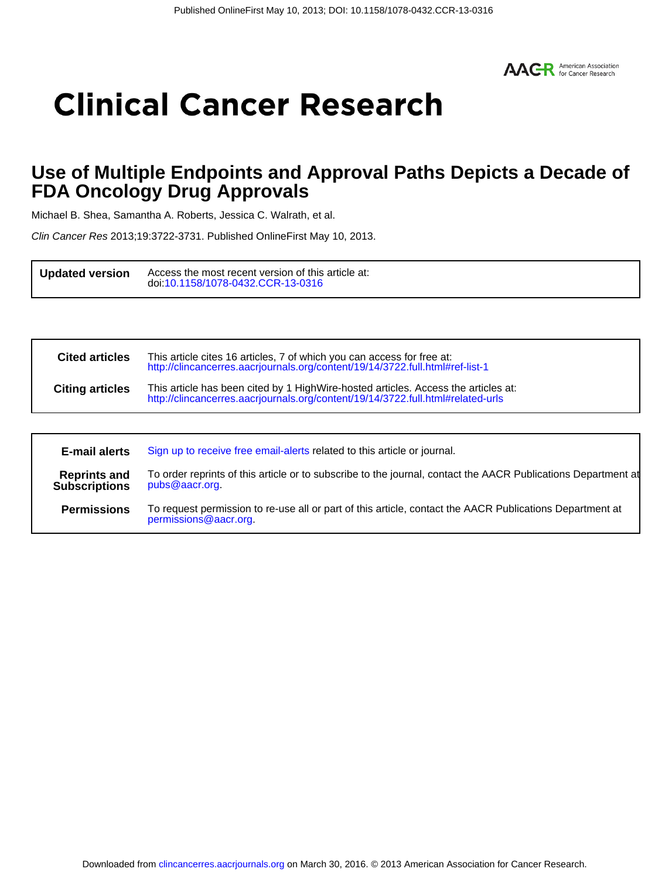# Clinical Cancer Research

## Use of Multiple Endpoints and Approval Paths Depicts a Decade of FDA Oncology Drug Approvals

Michael B. Shea, Samantha A. Roberts, Jessica C. Walrath, et al.

*Clin Cancer Res* 2013;19:3722-3731. Published OnlineFirst May 10, 2013.

| | |
|---|---|
| **Updated version** | Access the most recent version of this article at: doi:10.1158/1078-0432.CCR-13-0316 |

| | |
|---|---|
| **Cited articles** | This article cites 16 articles, 7 of which you can access for free at: http://clincancerres.aacrjournals.org/content/19/14/3722.full.html#ref-list-1 |
| **Citing articles** | This article has been cited by 1 HighWire-hosted articles. Access the articles at: http://clincancerres.aacrjournals.org/content/19/14/3722.full.html#related-urls |

| | |
|---|---|
| **E-mail alerts** | Sign up to receive free email-alerts related to this article or journal. |
| **Reprints and Subscriptions** | To order reprints of this article or to subscribe to the journal, contact the AACR Publications Department at pubs@aacr.org. |
| **Permissions** | To request permission to re-use all or part of this article, contact the AACR Publications Department at permissions@aacr.org. |

Downloaded from clincancerres.aacrjournals.org on March 30, 2016. © 2013 American Association for Cancer Research.